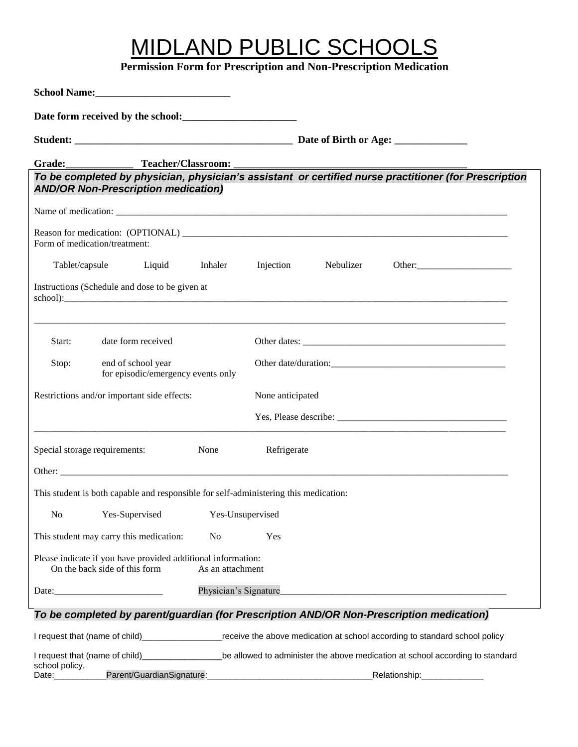# MIDLAND PUBLIC SCHOOLS

**Permission Form for Prescription and Non-Prescription Medication**

**School Name:__________________________**

**Date form received by the school:______________________**

**Student: __________________________________________ Date of Birth or Age: ______________**

**Grade:_____________ Teacher/Classroom: ____________________________________________**

***To be completed by physician, physician's assistant or certified nurse practitioner (for Prescription AND/OR Non-Prescription medication)***

Name of medication: ______________________________________________________________________________

Reason for medication: (OPTIONAL) ______________________________________________________________

Form of medication/treatment:

Tablet/capsule    Liquid    Inhaler    Injection    Nebulizer    Other:____________________

Instructions (Schedule and dose to be given at school):_______________________________________________________________________

_____________________________________________________________________________________________

Start:    date form received    Other dates: ____________________________________________

Stop:    end of school year
for episodic/emergency events only    Other date/duration:_____________________________________

Restrictions and/or important side effects:    None anticipated

Yes, Please describe: ___________________________________

_____________________________________________________________________________________________

Special storage requirements:    None    Refrigerate

Other: ______________________________________________________________________________________

This student is both capable and responsible for self-administering this medication:

No    Yes-Supervised    Yes-Unsupervised

This student may carry this medication:    No    Yes

Please indicate if you have provided additional information:
On the back side of this form    As an attachment

Date:_______________________    Physician's Signature_______________________________________________

***To be completed by parent/guardian (for Prescription AND/OR Non-Prescription medication)***

I request that (name of child)_________________receive the above medication at school according to standard school policy

I request that (name of child)_________________be allowed to administer the above medication at school according to standard school policy.

Date:___________Parent/GuardianSignature:___________________________________Relationship:_____________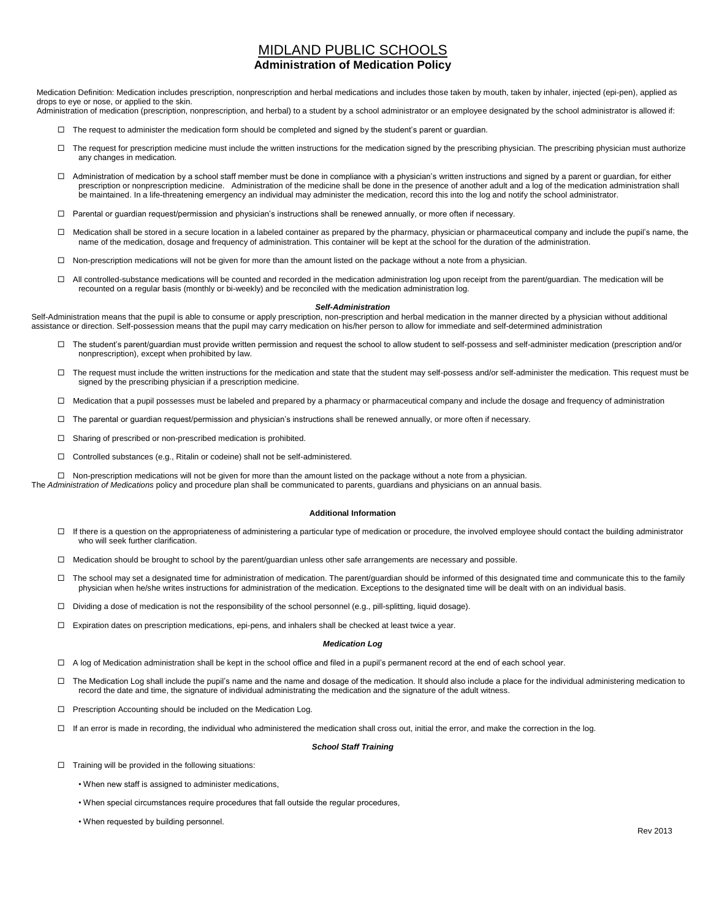# MIDLAND PUBLIC SCHOOLS

## Administration of Medication Policy

Medication Definition: Medication includes prescription, nonprescription and herbal medications and includes those taken by mouth, taken by inhaler, injected (epi-pen), applied as drops to eye or nose, or applied to the skin.
Administration of medication (prescription, nonprescription, and herbal) to a student by a school administrator or an employee designated by the school administrator is allowed if:

- ☐ The request to administer the medication form should be completed and signed by the student's parent or guardian.
- ☐ The request for prescription medicine must include the written instructions for the medication signed by the prescribing physician. The prescribing physician must authorize any changes in medication.
- ☐ Administration of medication by a school staff member must be done in compliance with a physician's written instructions and signed by a parent or guardian, for either prescription or nonprescription medicine. Administration of the medicine shall be done in the presence of another adult and a log of the medication administration shall be maintained. In a life-threatening emergency an individual may administer the medication, record this into the log and notify the school administrator.
- ☐ Parental or guardian request/permission and physician's instructions shall be renewed annually, or more often if necessary.
- ☐ Medication shall be stored in a secure location in a labeled container as prepared by the pharmacy, physician or pharmaceutical company and include the pupil's name, the name of the medication, dosage and frequency of administration. This container will be kept at the school for the duration of the administration.
- ☐ Non-prescription medications will not be given for more than the amount listed on the package without a note from a physician.
- ☐ All controlled-substance medications will be counted and recorded in the medication administration log upon receipt from the parent/guardian. The medication will be recounted on a regular basis (monthly or bi-weekly) and be reconciled with the medication administration log.

### *Self-Administration*

Self-Administration means that the pupil is able to consume or apply prescription, non-prescription and herbal medication in the manner directed by a physician without additional assistance or direction. Self-possession means that the pupil may carry medication on his/her person to allow for immediate and self-determined administration

- ☐ The student's parent/guardian must provide written permission and request the school to allow student to self-possess and self-administer medication (prescription and/or nonprescription), except when prohibited by law.
- ☐ The request must include the written instructions for the medication and state that the student may self-possess and/or self-administer the medication. This request must be signed by the prescribing physician if a prescription medicine.
- ☐ Medication that a pupil possesses must be labeled and prepared by a pharmacy or pharmaceutical company and include the dosage and frequency of administration
- ☐ The parental or guardian request/permission and physician's instructions shall be renewed annually, or more often if necessary.
- ☐ Sharing of prescribed or non-prescribed medication is prohibited.
- ☐ Controlled substances (e.g., Ritalin or codeine) shall not be self-administered.
- ☐ Non-prescription medications will not be given for more than the amount listed on the package without a note from a physician.

The *Administration of Medications* policy and procedure plan shall be communicated to parents, guardians and physicians on an annual basis.

### Additional Information

- ☐ If there is a question on the appropriateness of administering a particular type of medication or procedure, the involved employee should contact the building administrator who will seek further clarification.
- ☐ Medication should be brought to school by the parent/guardian unless other safe arrangements are necessary and possible.
- ☐ The school may set a designated time for administration of medication. The parent/guardian should be informed of this designated time and communicate this to the family physician when he/she writes instructions for administration of the medication. Exceptions to the designated time will be dealt with on an individual basis.
- ☐ Dividing a dose of medication is not the responsibility of the school personnel (e.g., pill-splitting, liquid dosage).
- ☐ Expiration dates on prescription medications, epi-pens, and inhalers shall be checked at least twice a year.

### *Medication Log*

- ☐ A log of Medication administration shall be kept in the school office and filed in a pupil's permanent record at the end of each school year.
- ☐ The Medication Log shall include the pupil's name and the name and dosage of the medication. It should also include a place for the individual administering medication to record the date and time, the signature of individual administrating the medication and the signature of the adult witness.
- ☐ Prescription Accounting should be included on the Medication Log.
- ☐ If an error is made in recording, the individual who administered the medication shall cross out, initial the error, and make the correction in the log.

### *School Staff Training*

- ☐ Training will be provided in the following situations:
  - When new staff is assigned to administer medications,
  - When special circumstances require procedures that fall outside the regular procedures,
  - When requested by building personnel.

Rev 2013